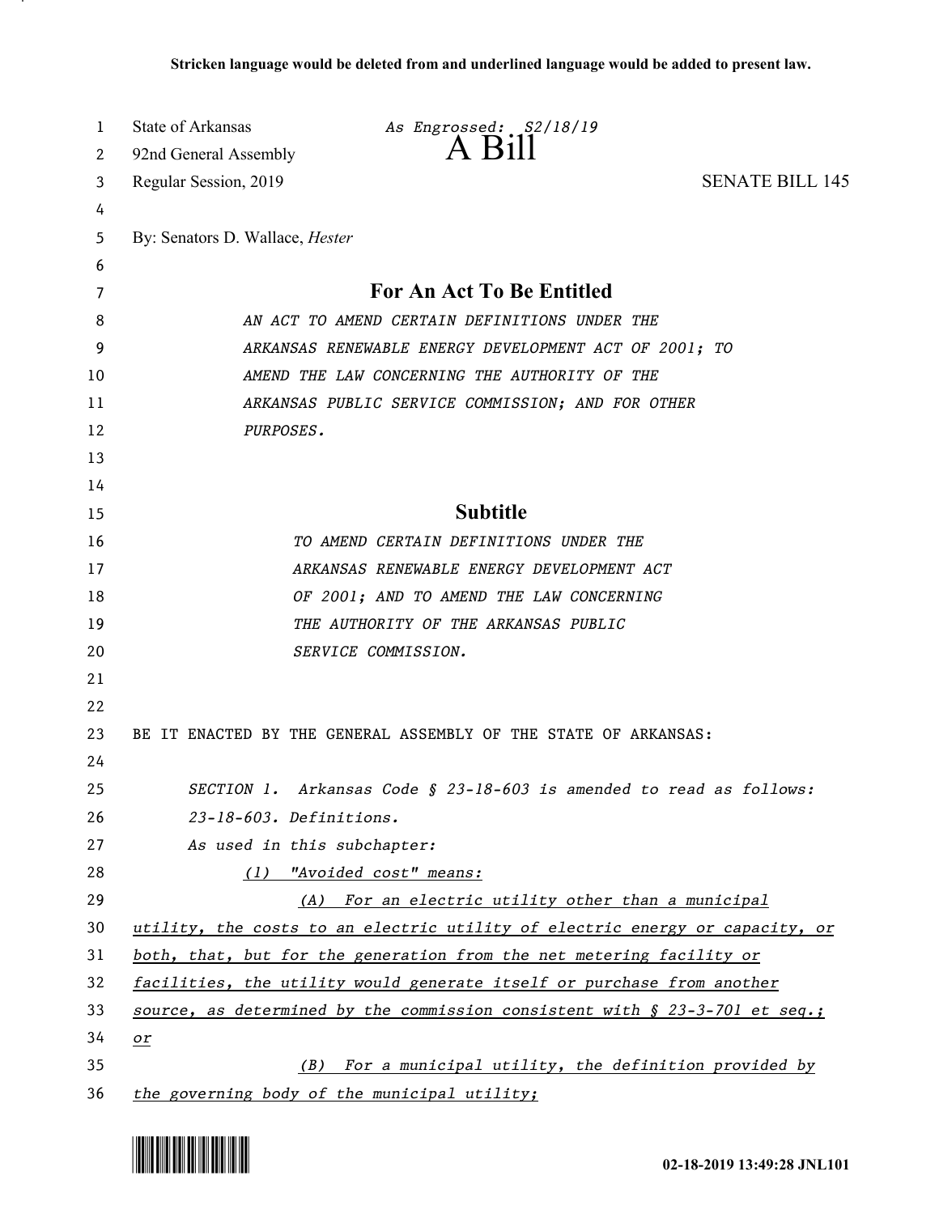**Stricken language would be deleted from and underlined language would be added to present law.**

State of Arkansas — *As Engrossed: S2/18/19*

92nd General Assembly

# A Bill

Regular Session, 2019 — SENATE BILL 145

By: Senators D. Wallace, *Hester*

## For An Act To Be Entitled

*AN ACT TO AMEND CERTAIN DEFINITIONS UNDER THE ARKANSAS RENEWABLE ENERGY DEVELOPMENT ACT OF 2001; TO AMEND THE LAW CONCERNING THE AUTHORITY OF THE ARKANSAS PUBLIC SERVICE COMMISSION; AND FOR OTHER PURPOSES.*

## Subtitle

*TO AMEND CERTAIN DEFINITIONS UNDER THE ARKANSAS RENEWABLE ENERGY DEVELOPMENT ACT OF 2001; AND TO AMEND THE LAW CONCERNING THE AUTHORITY OF THE ARKANSAS PUBLIC SERVICE COMMISSION.*

BE IT ENACTED BY THE GENERAL ASSEMBLY OF THE STATE OF ARKANSAS:

*SECTION 1. Arkansas Code § 23-18-603 is amended to read as follows:*

*23-18-603. Definitions.*

*As used in this subchapter:*

<u>*(1) "Avoided cost" means:*</u>

<u>*(A) For an electric utility other than a municipal utility, the costs to an electric utility of electric energy or capacity, or both, that, but for the generation from the net metering facility or facilities, the utility would generate itself or purchase from another source, as determined by the commission consistent with § 23-3-701 et seq.; or*</u>

<u>*(B) For a municipal utility, the definition provided by the governing body of the municipal utility;*</u>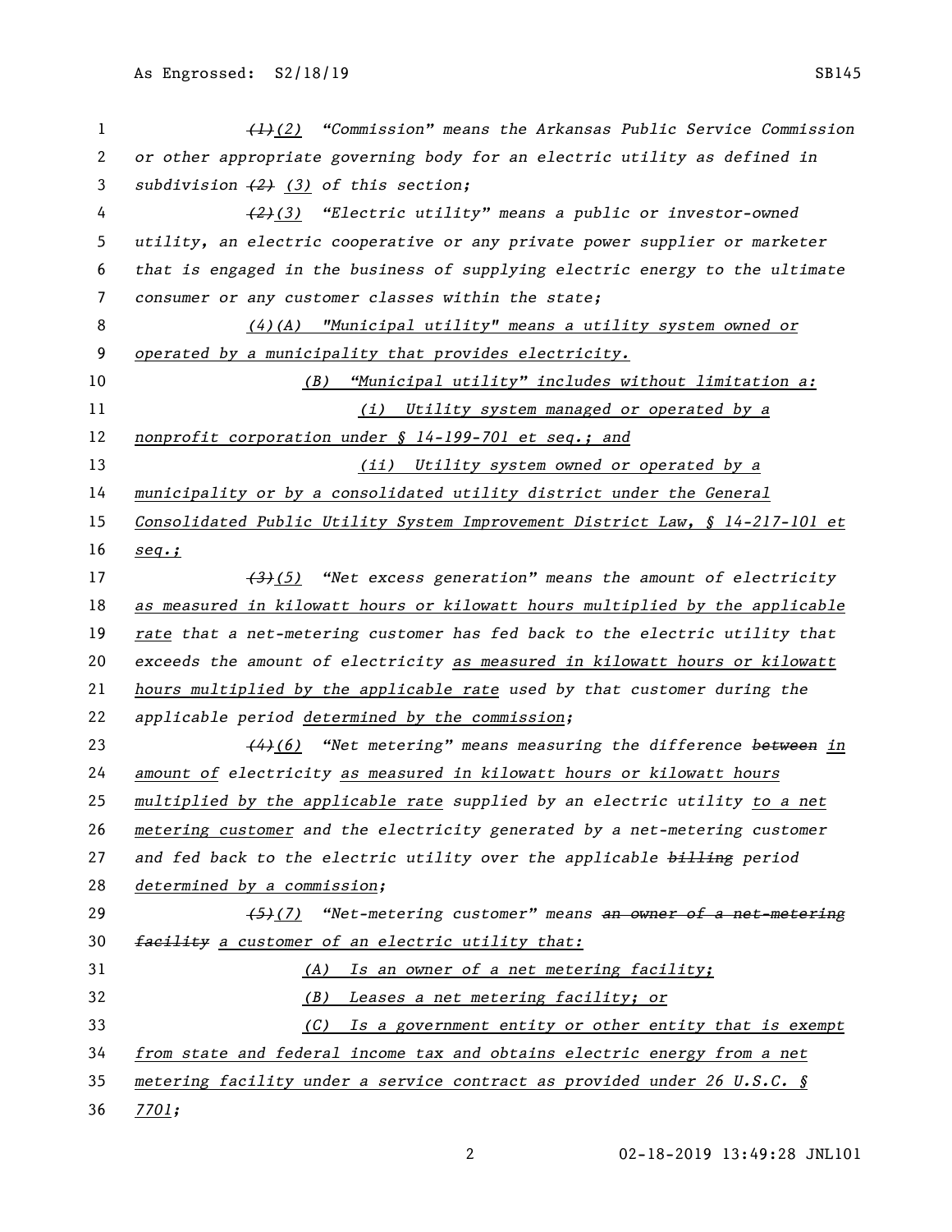~~(1)~~(2) "Commission" means the Arkansas Public Service Commission or other appropriate governing body for an electric utility as defined in subdivision ~~(2)~~ (3) of this section;

~~(2)~~(3) "Electric utility" means a public or investor-owned utility, an electric cooperative or any private power supplier or marketer that is engaged in the business of supplying electric energy to the ultimate consumer or any customer classes within the state;

(4)(A) "Municipal utility" means a utility system owned or operated by a municipality that provides electricity.

(B) "Municipal utility" includes without limitation a:

(i) Utility system managed or operated by a nonprofit corporation under § 14-199-701 et seq.; and

(ii) Utility system owned or operated by a municipality or by a consolidated utility district under the General Consolidated Public Utility System Improvement District Law, § 14-217-101 et seq.;

~~(3)~~(5) "Net excess generation" means the amount of electricity as measured in kilowatt hours or kilowatt hours multiplied by the applicable rate that a net-metering customer has fed back to the electric utility that exceeds the amount of electricity as measured in kilowatt hours or kilowatt hours multiplied by the applicable rate used by that customer during the applicable period determined by the commission;

~~(4)~~(6) "Net metering" means measuring the difference ~~between~~ in amount of electricity as measured in kilowatt hours or kilowatt hours multiplied by the applicable rate supplied by an electric utility to a net metering customer and the electricity generated by a net-metering customer and fed back to the electric utility over the applicable ~~billing~~ period determined by a commission;

~~(5)~~(7) "Net-metering customer" means ~~an owner of a net-metering facility~~ a customer of an electric utility that:

(A) Is an owner of a net metering facility;

(B) Leases a net metering facility; or

(C) Is a government entity or other entity that is exempt from state and federal income tax and obtains electric energy from a net metering facility under a service contract as provided under 26 U.S.C. § 7701;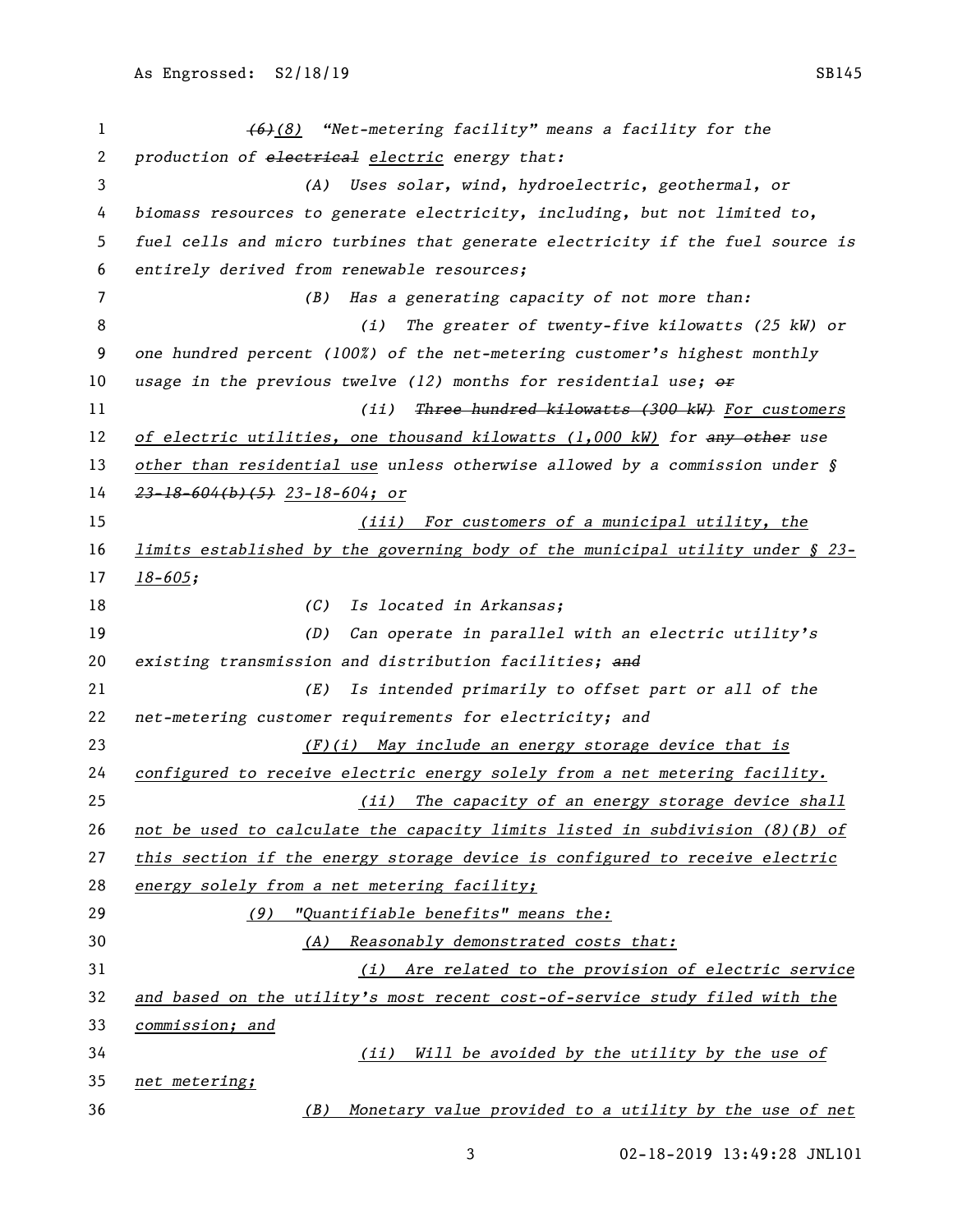*~~(6)~~(8) "Net-metering facility" means a facility for the production of ~~electrical~~ electric energy that:*

*(A) Uses solar, wind, hydroelectric, geothermal, or biomass resources to generate electricity, including, but not limited to, fuel cells and micro turbines that generate electricity if the fuel source is entirely derived from renewable resources;*

*(B) Has a generating capacity of not more than:*

*(i) The greater of twenty-five kilowatts (25 kW) or one hundred percent (100%) of the net-metering customer's highest monthly usage in the previous twelve (12) months for residential use; ~~or~~*

*(ii) ~~Three hundred kilowatts (300 kW)~~ For customers of electric utilities, one thousand kilowatts (1,000 kW) for ~~any other~~ use other than residential use unless otherwise allowed by a commission under § ~~23-18-604(b)(5)~~ 23-18-604; or*

*(iii) For customers of a municipal utility, the limits established by the governing body of the municipal utility under § 23-18-605;*

*(C) Is located in Arkansas;*

*(D) Can operate in parallel with an electric utility's existing transmission and distribution facilities; ~~and~~*

*(E) Is intended primarily to offset part or all of the net-metering customer requirements for electricity; and*

*(F)(i) May include an energy storage device that is configured to receive electric energy solely from a net metering facility.*

*(ii) The capacity of an energy storage device shall not be used to calculate the capacity limits listed in subdivision (8)(B) of this section if the energy storage device is configured to receive electric energy solely from a net metering facility;*

*(9) "Quantifiable benefits" means the:*

*(A) Reasonably demonstrated costs that:*

*(i) Are related to the provision of electric service and based on the utility's most recent cost-of-service study filed with the commission; and*

*(ii) Will be avoided by the utility by the use of net metering;*

*(B) Monetary value provided to a utility by the use of net*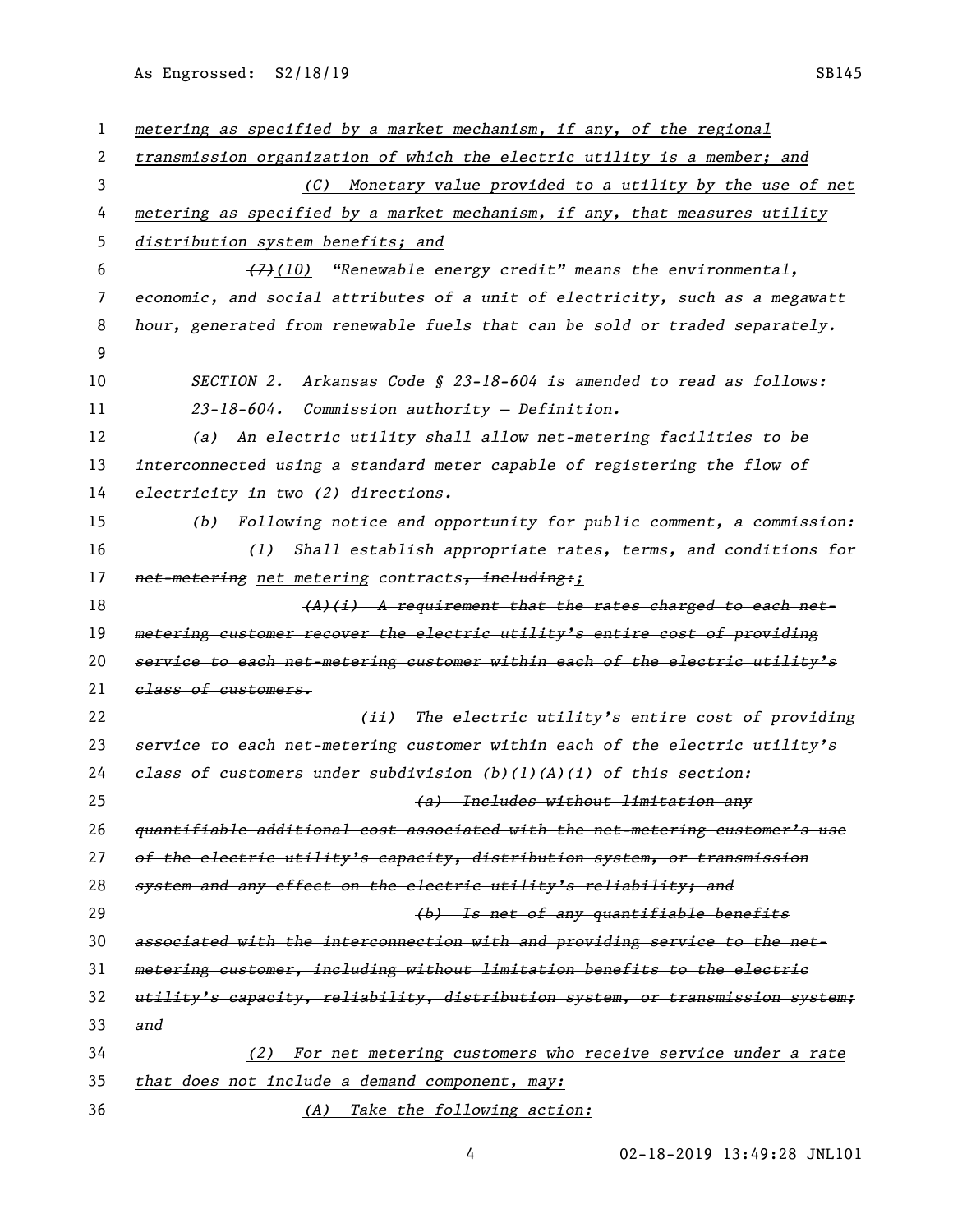metering as specified by a market mechanism, if any, of the regional transmission organization of which the electric utility is a member; and

(C) Monetary value provided to a utility by the use of net metering as specified by a market mechanism, if any, that measures utility distribution system benefits; and

~~(7)~~(10) "Renewable energy credit" means the environmental, economic, and social attributes of a unit of electricity, such as a megawatt hour, generated from renewable fuels that can be sold or traded separately.

SECTION 2. Arkansas Code § 23-18-604 is amended to read as follows:

23-18-604. Commission authority — Definition.

(a) An electric utility shall allow net-metering facilities to be interconnected using a standard meter capable of registering the flow of electricity in two (2) directions.

(b) Following notice and opportunity for public comment, a commission:

(1) Shall establish appropriate rates, terms, and conditions for ~~net-metering~~ net metering contracts~~, including:~~;

~~(A)(i) A requirement that the rates charged to each net-metering customer recover the electric utility's entire cost of providing service to each net-metering customer within each of the electric utility's class of customers.~~

~~(ii) The electric utility's entire cost of providing service to each net-metering customer within each of the electric utility's class of customers under subdivision (b)(1)(A)(i) of this section:~~

~~(a) Includes without limitation any quantifiable additional cost associated with the net-metering customer's use of the electric utility's capacity, distribution system, or transmission system and any effect on the electric utility's reliability; and~~

~~(b) Is net of any quantifiable benefits associated with the interconnection with and providing service to the net-metering customer, including without limitation benefits to the electric utility's capacity, reliability, distribution system, or transmission system; and~~

(2) For net metering customers who receive service under a rate that does not include a demand component, may:

(A) Take the following action: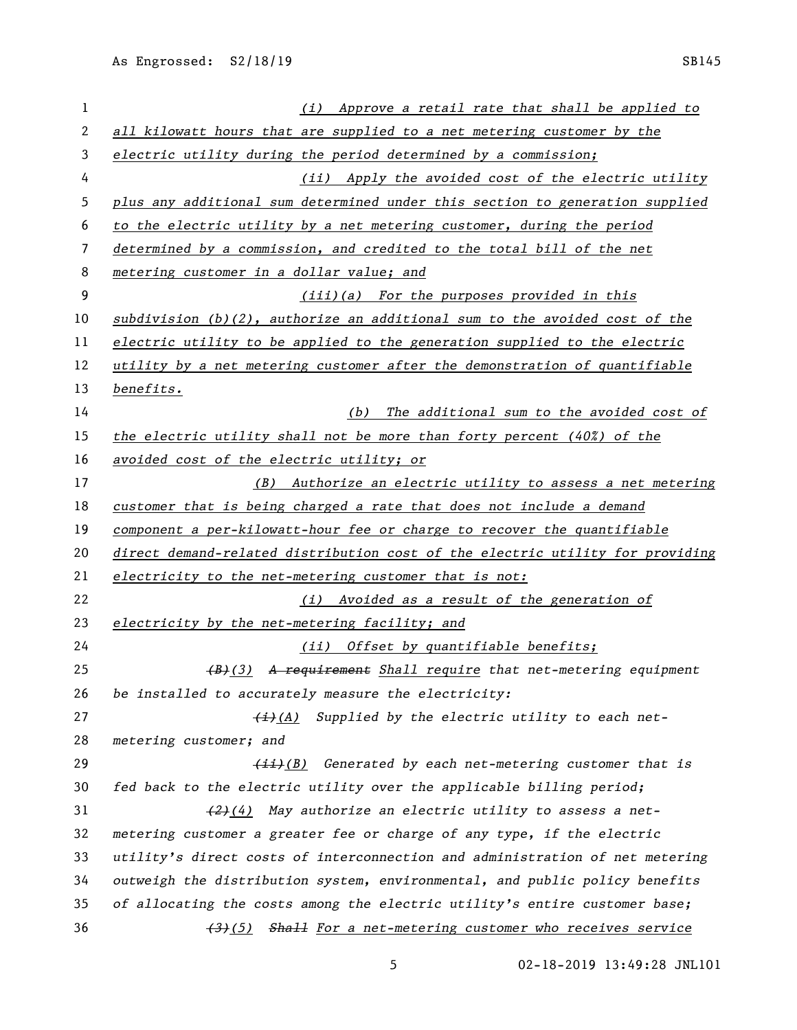(i) Approve a retail rate that shall be applied to all kilowatt hours that are supplied to a net metering customer by the electric utility during the period determined by a commission;

(ii) Apply the avoided cost of the electric utility plus any additional sum determined under this section to generation supplied to the electric utility by a net metering customer, during the period determined by a commission, and credited to the total bill of the net metering customer in a dollar value; and

(iii)(a) For the purposes provided in this subdivision (b)(2), authorize an additional sum to the avoided cost of the electric utility to be applied to the generation supplied to the electric utility by a net metering customer after the demonstration of quantifiable benefits.

(b) The additional sum to the avoided cost of the electric utility shall not be more than forty percent (40%) of the avoided cost of the electric utility; or

(B) Authorize an electric utility to assess a net metering customer that is being charged a rate that does not include a demand component a per-kilowatt-hour fee or charge to recover the quantifiable direct demand-related distribution cost of the electric utility for providing electricity to the net-metering customer that is not:

(i) Avoided as a result of the generation of electricity by the net-metering facility; and

(ii) Offset by quantifiable benefits;

~~(B)~~(3) ~~A requirement~~ Shall require that net-metering equipment be installed to accurately measure the electricity:

~~(i)~~(A) Supplied by the electric utility to each net-metering customer; and

~~(ii)~~(B) Generated by each net-metering customer that is fed back to the electric utility over the applicable billing period;

~~(2)~~(4) May authorize an electric utility to assess a net-metering customer a greater fee or charge of any type, if the electric utility's direct costs of interconnection and administration of net metering outweigh the distribution system, environmental, and public policy benefits of allocating the costs among the electric utility's entire customer base;

~~(3)~~(5) ~~Shall~~ For a net-metering customer who receives service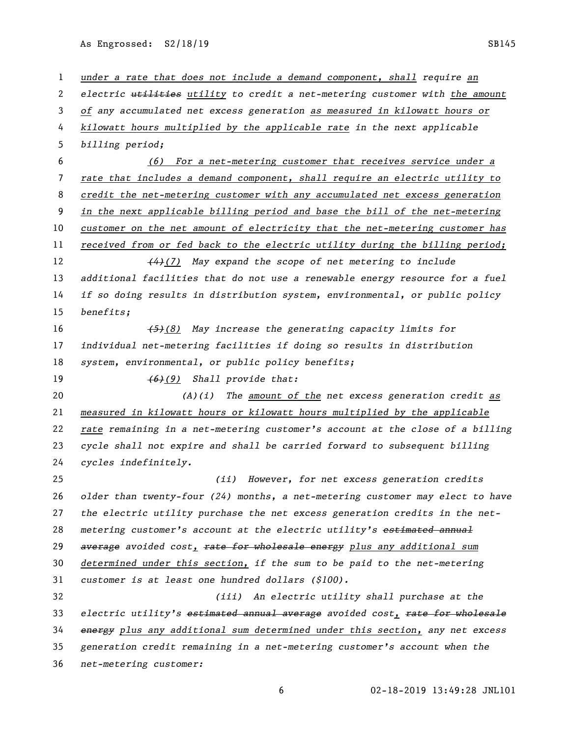under a rate that does not include a demand component, shall require an electric ~~utilities~~ utility to credit a net-metering customer with the amount of any accumulated net excess generation as measured in kilowatt hours or kilowatt hours multiplied by the applicable rate in the next applicable billing period;

(6) For a net-metering customer that receives service under a rate that includes a demand component, shall require an electric utility to credit the net-metering customer with any accumulated net excess generation in the next applicable billing period and base the bill of the net-metering customer on the net amount of electricity that the net-metering customer has received from or fed back to the electric utility during the billing period;

~~(4)~~(7) May expand the scope of net metering to include additional facilities that do not use a renewable energy resource for a fuel if so doing results in distribution system, environmental, or public policy benefits;

~~(5)~~(8) May increase the generating capacity limits for individual net-metering facilities if doing so results in distribution system, environmental, or public policy benefits;

~~(6)~~(9) Shall provide that:

(A)(i) The amount of the net excess generation credit as measured in kilowatt hours or kilowatt hours multiplied by the applicable rate remaining in a net-metering customer's account at the close of a billing cycle shall not expire and shall be carried forward to subsequent billing cycles indefinitely.

(ii) However, for net excess generation credits older than twenty-four (24) months, a net-metering customer may elect to have the electric utility purchase the net excess generation credits in the net-metering customer's account at the electric utility's ~~estimated annual average~~ avoided cost, ~~rate for wholesale energy~~ plus any additional sum determined under this section, if the sum to be paid to the net-metering customer is at least one hundred dollars ($100).

(iii) An electric utility shall purchase at the electric utility's ~~estimated annual average~~ avoided cost, ~~rate for wholesale energy~~ plus any additional sum determined under this section, any net excess generation credit remaining in a net-metering customer's account when the net-metering customer: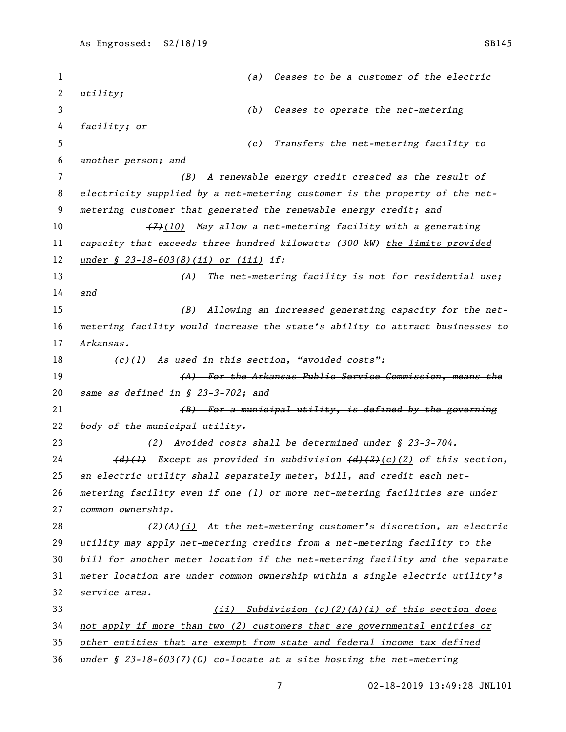(a) Ceases to be a customer of the electric utility;

(b) Ceases to operate the net-metering facility; or

(c) Transfers the net-metering facility to another person; and

(B) A renewable energy credit created as the result of electricity supplied by a net-metering customer is the property of the net-metering customer that generated the renewable energy credit; and

~~(7)~~(10) May allow a net-metering facility with a generating capacity that exceeds ~~three hundred kilowatts (300 kW)~~ the limits provided under § 23-18-603(8)(ii) or (iii) if:

(A) The net-metering facility is not for residential use; and

(B) Allowing an increased generating capacity for the net-metering facility would increase the state's ability to attract businesses to Arkansas.

(c)(1) ~~As used in this section, "avoided costs":~~

~~(A) For the Arkansas Public Service Commission, means the same as defined in § 23-3-702; and~~

~~(B) For a municipal utility, is defined by the governing body of the municipal utility.~~

~~(2) Avoided costs shall be determined under § 23-3-704.~~

~~(d)(1)~~ Except as provided in subdivision ~~(d)(2)~~(c)(2) of this section, an electric utility shall separately meter, bill, and credit each net-metering facility even if one (1) or more net-metering facilities are under common ownership.

(2)(A)(i) At the net-metering customer's discretion, an electric utility may apply net-metering credits from a net-metering facility to the bill for another meter location if the net-metering facility and the separate meter location are under common ownership within a single electric utility's service area.

(ii) Subdivision (c)(2)(A)(i) of this section does not apply if more than two (2) customers that are governmental entities or other entities that are exempt from state and federal income tax defined under § 23-18-603(7)(C) co-locate at a site hosting the net-metering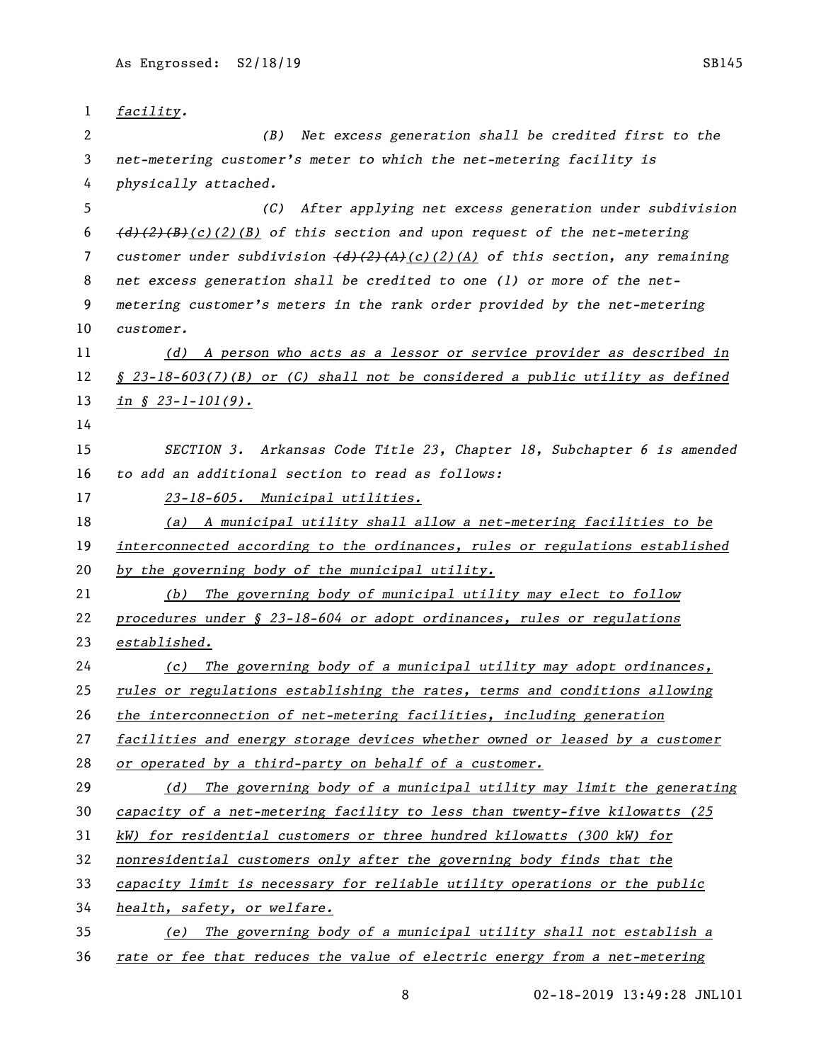*facility.*

*(B) Net excess generation shall be credited first to the net-metering customer's meter to which the net-metering facility is physically attached.*

*(C) After applying net excess generation under subdivision ~~(d)(2)(B)~~<u>(c)(2)(B)</u> of this section and upon request of the net-metering customer under subdivision ~~(d)(2)(A)~~<u>(c)(2)(A)</u> of this section, any remaining net excess generation shall be credited to one (1) or more of the net-metering customer's meters in the rank order provided by the net-metering customer.*

<u>*(d) A person who acts as a lessor or service provider as described in § 23-18-603(7)(B) or (C) shall not be considered a public utility as defined in § 23-1-101(9).*</u>

*SECTION 3. Arkansas Code Title 23, Chapter 18, Subchapter 6 is amended to add an additional section to read as follows:*

<u>*23-18-605. Municipal utilities.*</u>

<u>*(a) A municipal utility shall allow a net-metering facilities to be interconnected according to the ordinances, rules or regulations established by the governing body of the municipal utility.*</u>

<u>*(b) The governing body of municipal utility may elect to follow procedures under § 23-18-604 or adopt ordinances, rules or regulations established.*</u>

<u>*(c) The governing body of a municipal utility may adopt ordinances, rules or regulations establishing the rates, terms and conditions allowing the interconnection of net-metering facilities, including generation facilities and energy storage devices whether owned or leased by a customer or operated by a third-party on behalf of a customer.*</u>

<u>*(d) The governing body of a municipal utility may limit the generating capacity of a net-metering facility to less than twenty-five kilowatts (25 kW) for residential customers or three hundred kilowatts (300 kW) for nonresidential customers only after the governing body finds that the capacity limit is necessary for reliable utility operations or the public health, safety, or welfare.*</u>

<u>*(e) The governing body of a municipal utility shall not establish a rate or fee that reduces the value of electric energy from a net-metering*</u>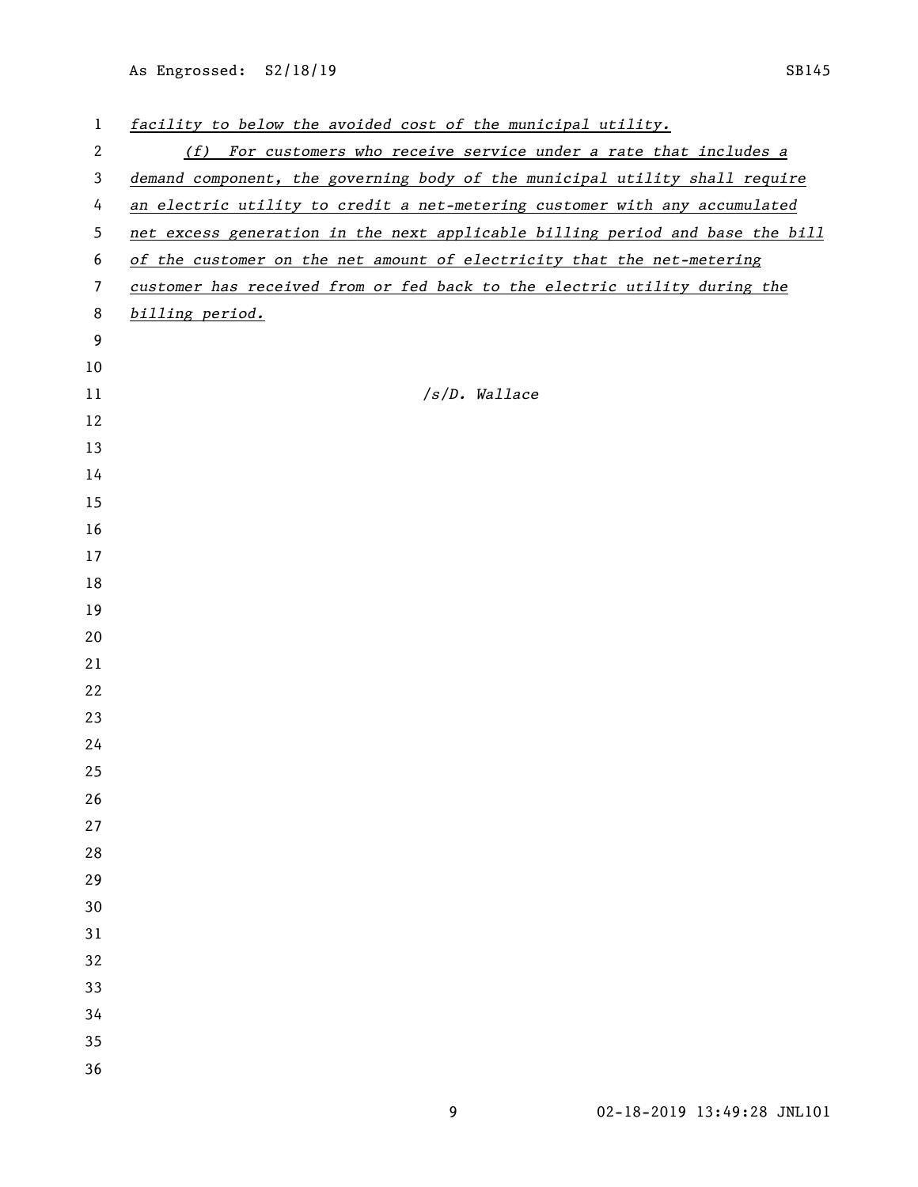*facility to below the avoided cost of the municipal utility.*

*(f) For customers who receive service under a rate that includes a demand component, the governing body of the municipal utility shall require an electric utility to credit a net-metering customer with any accumulated net excess generation in the next applicable billing period and base the bill of the customer on the net amount of electricity that the net-metering customer has received from or fed back to the electric utility during the billing period.*

*/s/D. Wallace*